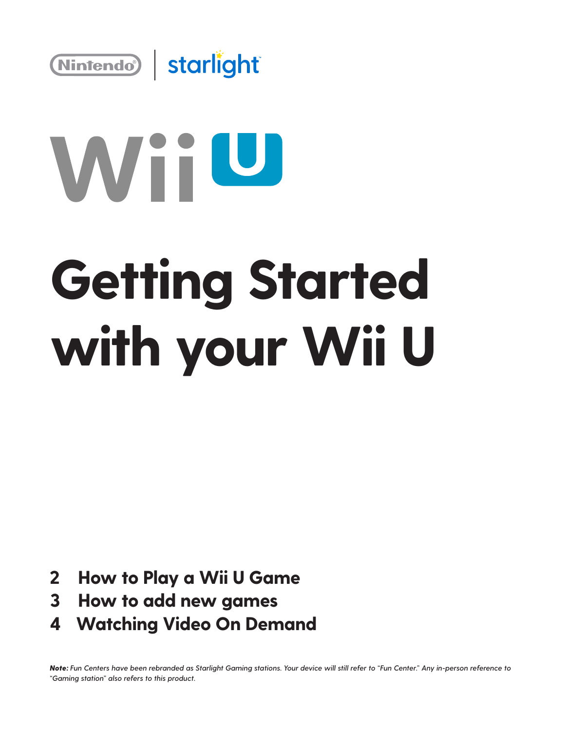Nintendo | starlight

Wii U

# Getting Started with your Wii U

**2 How to Play a Wii U Game**
**3 How to add new games**
**4 Watching Video On Demand**

***Note:*** *Fun Centers have been rebranded as Starlight Gaming stations. Your device will still refer to "Fun Center." Any in-person reference to "Gaming station" also refers to this product.*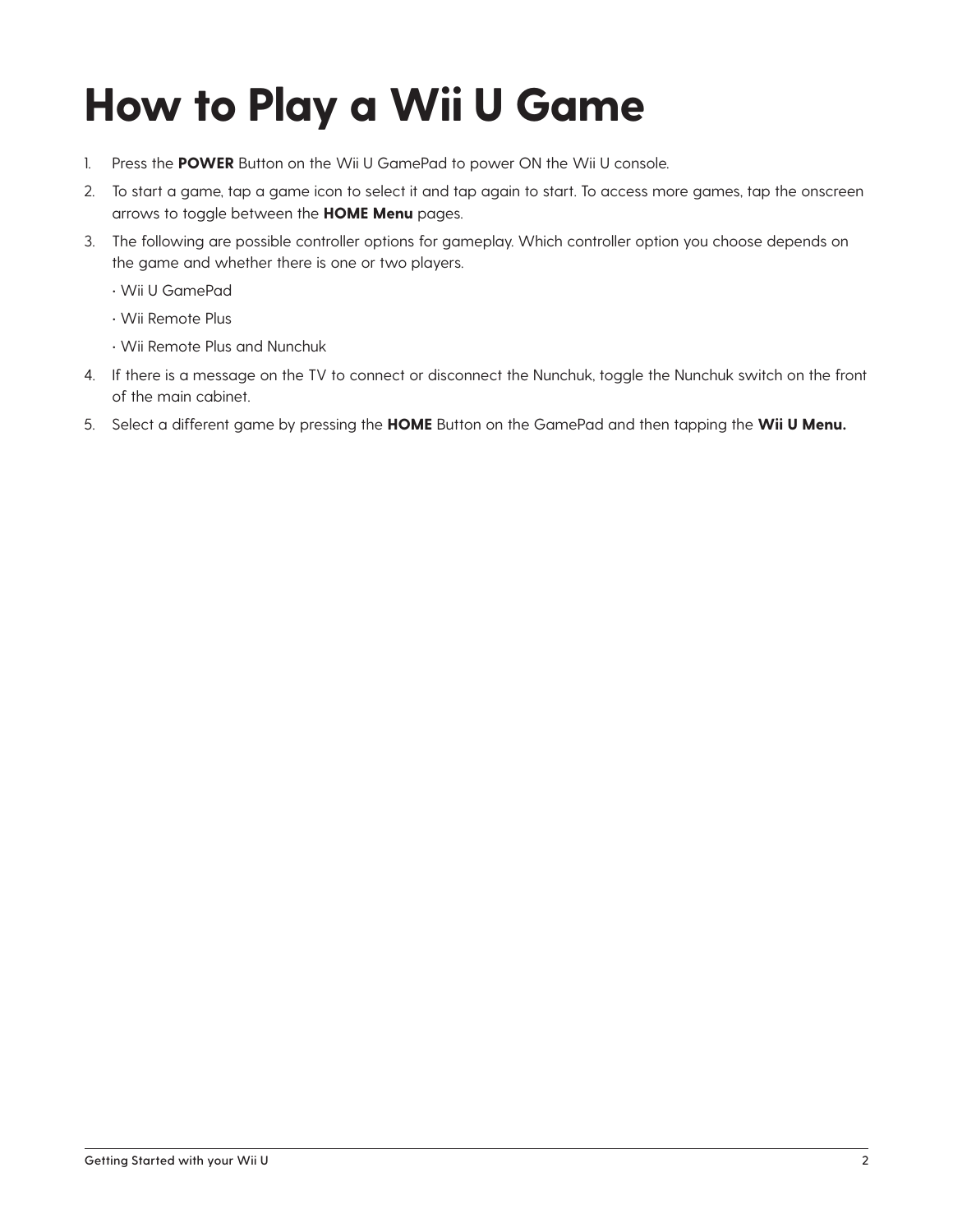# How to Play a Wii U Game

1. Press the **POWER** Button on the Wii U GamePad to power ON the Wii U console.
2. To start a game, tap a game icon to select it and tap again to start. To access more games, tap the onscreen arrows to toggle between the **HOME Menu** pages.
3. The following are possible controller options for gameplay. Which controller option you choose depends on the game and whether there is one or two players.

   · Wii U GamePad

   · Wii Remote Plus

   · Wii Remote Plus and Nunchuk
4. If there is a message on the TV to connect or disconnect the Nunchuk, toggle the Nunchuk switch on the front of the main cabinet.
5. Select a different game by pressing the **HOME** Button on the GamePad and then tapping the **Wii U Menu.**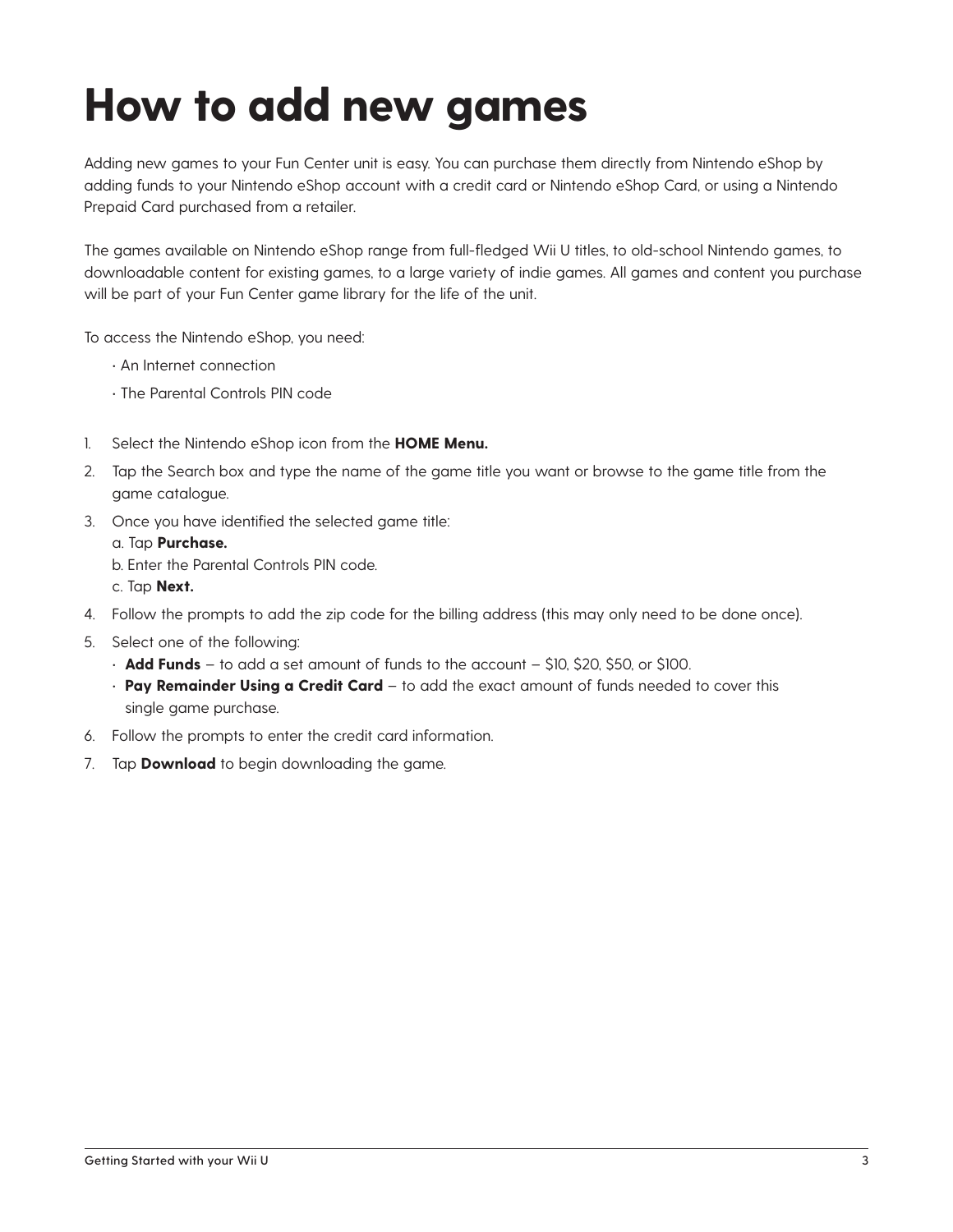# How to add new games

Adding new games to your Fun Center unit is easy. You can purchase them directly from Nintendo eShop by adding funds to your Nintendo eShop account with a credit card or Nintendo eShop Card, or using a Nintendo Prepaid Card purchased from a retailer.

The games available on Nintendo eShop range from full-fledged Wii U titles, to old-school Nintendo games, to downloadable content for existing games, to a large variety of indie games. All games and content you purchase will be part of your Fun Center game library for the life of the unit.

To access the Nintendo eShop, you need:

- An Internet connection
- The Parental Controls PIN code

1. Select the Nintendo eShop icon from the **HOME Menu.**
2. Tap the Search box and type the name of the game title you want or browse to the game title from the game catalogue.
3. Once you have identified the selected game title:
   a. Tap **Purchase.**
   b. Enter the Parental Controls PIN code.
   c. Tap **Next.**
4. Follow the prompts to add the zip code for the billing address (this may only need to be done once).
5. Select one of the following:
   - **Add Funds** – to add a set amount of funds to the account – $10, $20, $50, or $100.
   - **Pay Remainder Using a Credit Card** – to add the exact amount of funds needed to cover this single game purchase.
6. Follow the prompts to enter the credit card information.
7. Tap **Download** to begin downloading the game.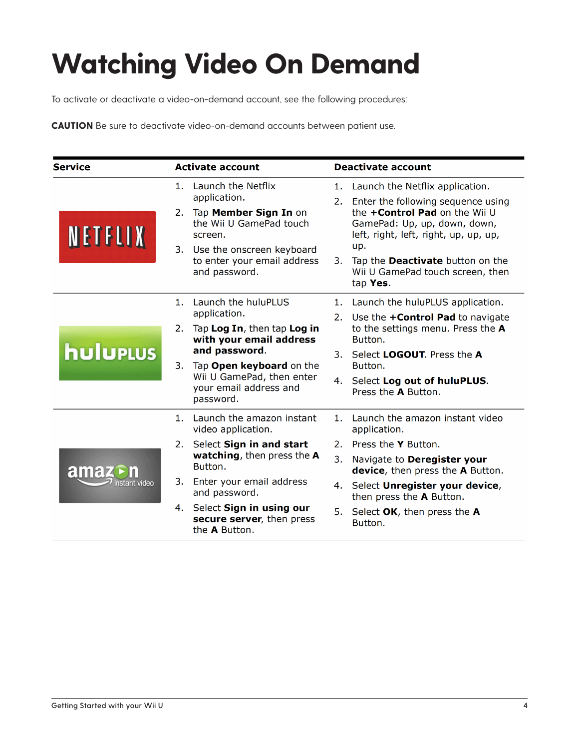# Watching Video On Demand

To activate or deactivate a video-on-demand account, see the following procedures:

**CAUTION** Be sure to deactivate video-on-demand accounts between patient use.

| Service | Activate account | Deactivate account |
|---|---|---|
| NETFLIX | 1. Launch the Netflix application.<br>2. Tap **Member Sign In** on the Wii U GamePad touch screen.<br>3. Use the onscreen keyboard to enter your email address and password. | 1. Launch the Netflix application.<br>2. Enter the following sequence using the **+Control Pad** on the Wii U GamePad: Up, up, down, down, left, right, left, right, up, up, up, up.<br>3. Tap the **Deactivate** button on the Wii U GamePad touch screen, then tap **Yes**. |
| huluPLUS | 1. Launch the huluPLUS application.<br>2. Tap **Log In**, then tap **Log in with your email address and password**.<br>3. Tap **Open keyboard** on the Wii U GamePad, then enter your email address and password. | 1. Launch the huluPLUS application.<br>2. Use the **+Control Pad** to navigate to the settings menu. Press the **A** Button.<br>3. Select **LOGOUT**. Press the **A** Button.<br>4. Select **Log out of huluPLUS**. Press the **A** Button. |
| amazon instant video | 1. Launch the amazon instant video application.<br>2. Select **Sign in and start watching**, then press the **A** Button.<br>3. Enter your email address and password.<br>4. Select **Sign in using our secure server**, then press the **A** Button. | 1. Launch the amazon instant video application.<br>2. Press the **Y** Button.<br>3. Navigate to **Deregister your device**, then press the **A** Button.<br>4. Select **Unregister your device**, then press the **A** Button.<br>5. Select **OK**, then press the **A** Button. |